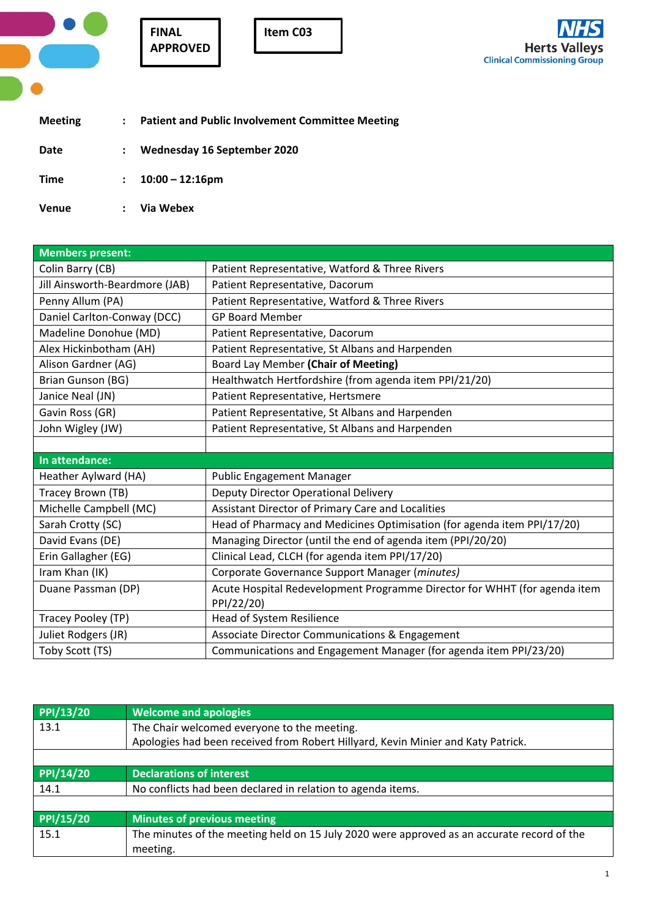**FINAL APPROVED**

**Item C03**

NHS Herts Valleys Clinical Commissioning Group

| | | |
|---|---|---|
| **Meeting** | : | **Patient and Public Involvement Committee Meeting** |
| **Date** | : | **Wednesday 16 September 2020** |
| **Time** | : | **10:00 – 12:16pm** |
| **Venue** | : | **Via Webex** |

| **Members present:** | |
|---|---|
| Colin Barry (CB) | Patient Representative, Watford & Three Rivers |
| Jill Ainsworth-Beardmore (JAB) | Patient Representative, Dacorum |
| Penny Allum (PA) | Patient Representative, Watford & Three Rivers |
| Daniel Carlton-Conway (DCC) | GP Board Member |
| Madeline Donohue (MD) | Patient Representative, Dacorum |
| Alex Hickinbotham (AH) | Patient Representative, St Albans and Harpenden |
| Alison Gardner (AG) | Board Lay Member **(Chair of Meeting)** |
| Brian Gunson (BG) | Healthwatch Hertfordshire (from agenda item PPI/21/20) |
| Janice Neal (JN) | Patient Representative, Hertsmere |
| Gavin Ross (GR) | Patient Representative, St Albans and Harpenden |
| John Wigley (JW) | Patient Representative, St Albans and Harpenden |
| | |
| **In attendance:** | |
| Heather Aylward (HA) | Public Engagement Manager |
| Tracey Brown (TB) | Deputy Director Operational Delivery |
| Michelle Campbell (MC) | Assistant Director of Primary Care and Localities |
| Sarah Crotty (SC) | Head of Pharmacy and Medicines Optimisation (for agenda item PPI/17/20) |
| David Evans (DE) | Managing Director (until the end of agenda item (PPI/20/20) |
| Erin Gallagher (EG) | Clinical Lead, CLCH (for agenda item PPI/17/20) |
| Iram Khan (IK) | Corporate Governance Support Manager (*minutes)* |
| Duane Passman (DP) | Acute Hospital Redevelopment Programme Director for WHHT (for agenda item PPI/22/20) |
| Tracey Pooley (TP) | Head of System Resilience |
| Juliet Rodgers (JR) | Associate Director Communications & Engagement |
| Toby Scott (TS) | Communications and Engagement Manager (for agenda item PPI/23/20) |

| **PPI/13/20** | **Welcome and apologies** |
|---|---|
| 13.1 | The Chair welcomed everyone to the meeting.<br>Apologies had been received from Robert Hillyard, Kevin Minier and Katy Patrick. |
| | |
| **PPI/14/20** | **Declarations of interest** |
| 14.1 | No conflicts had been declared in relation to agenda items. |
| | |
| **PPI/15/20** | **Minutes of previous meeting** |
| 15.1 | The minutes of the meeting held on 15 July 2020 were approved as an accurate record of the meeting. |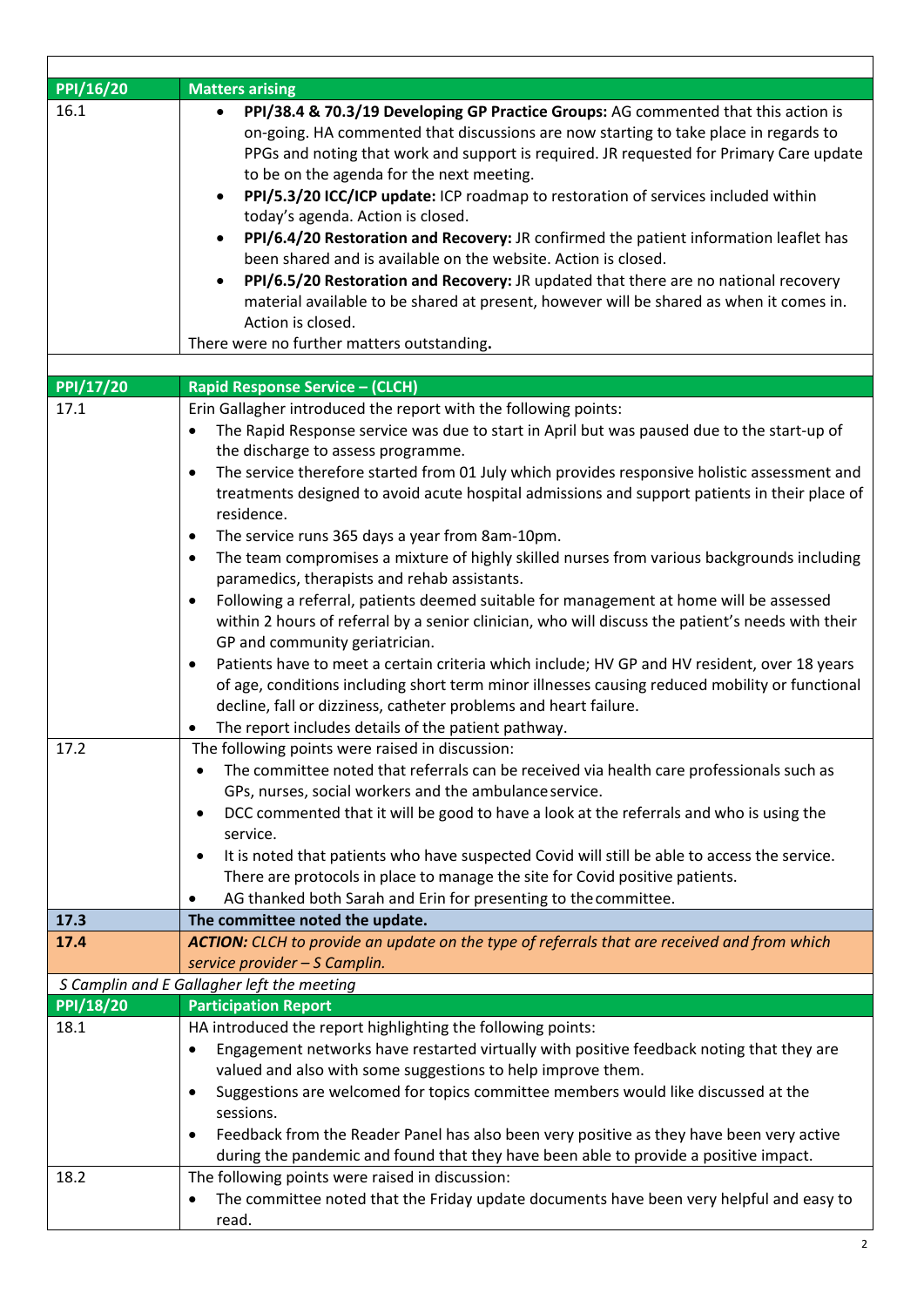| | |
|---|---|
| **PPI/16/20** | **Matters arising** |
| 16.1 | • **PPI/38.4 & 70.3/19 Developing GP Practice Groups:** AG commented that this action is on-going. HA commented that discussions are now starting to take place in regards to PPGs and noting that work and support is required. JR requested for Primary Care update to be on the agenda for the next meeting.<br>• **PPI/5.3/20 ICC/ICP update:** ICP roadmap to restoration of services included within today's agenda. Action is closed.<br>• **PPI/6.4/20 Restoration and Recovery:** JR confirmed the patient information leaflet has been shared and is available on the website. Action is closed.<br>• **PPI/6.5/20 Restoration and Recovery:** JR updated that there are no national recovery material available to be shared at present, however will be shared as when it comes in. Action is closed.<br>There were no further matters outstanding**.** |
| | |
| **PPI/17/20** | **Rapid Response Service – (CLCH)** |
| 17.1 | Erin Gallagher introduced the report with the following points:<br>• The Rapid Response service was due to start in April but was paused due to the start-up of the discharge to assess programme.<br>• The service therefore started from 01 July which provides responsive holistic assessment and treatments designed to avoid acute hospital admissions and support patients in their place of residence.<br>• The service runs 365 days a year from 8am-10pm.<br>• The team compromises a mixture of highly skilled nurses from various backgrounds including paramedics, therapists and rehab assistants.<br>• Following a referral, patients deemed suitable for management at home will be assessed within 2 hours of referral by a senior clinician, who will discuss the patient's needs with their GP and community geriatrician.<br>• Patients have to meet a certain criteria which include; HV GP and HV resident, over 18 years of age, conditions including short term minor illnesses causing reduced mobility or functional decline, fall or dizziness, catheter problems and heart failure.<br>• The report includes details of the patient pathway. |
| 17.2 | The following points were raised in discussion:<br>• The committee noted that referrals can be received via health care professionals such as GPs, nurses, social workers and the ambulance service.<br>• DCC commented that it will be good to have a look at the referrals and who is using the service.<br>• It is noted that patients who have suspected Covid will still be able to access the service. There are protocols in place to manage the site for Covid positive patients.<br>• AG thanked both Sarah and Erin for presenting to the committee. |
| **17.3** | **The committee noted the update.** |
| **17.4** | ***ACTION:*** *CLCH to provide an update on the type of referrals that are received and from which service provider – S Campling.* |
| *S Camplin and E Gallagher left the meeting* | |
| **PPI/18/20** | **Participation Report** |
| 18.1 | HA introduced the report highlighting the following points:<br>• Engagement networks have restarted virtually with positive feedback noting that they are valued and also with some suggestions to help improve them.<br>• Suggestions are welcomed for topics committee members would like discussed at the sessions.<br>• Feedback from the Reader Panel has also been very positive as they have been very active during the pandemic and found that they have been able to provide a positive impact. |
| 18.2 | The following points were raised in discussion:<br>• The committee noted that the Friday update documents have been very helpful and easy to read. |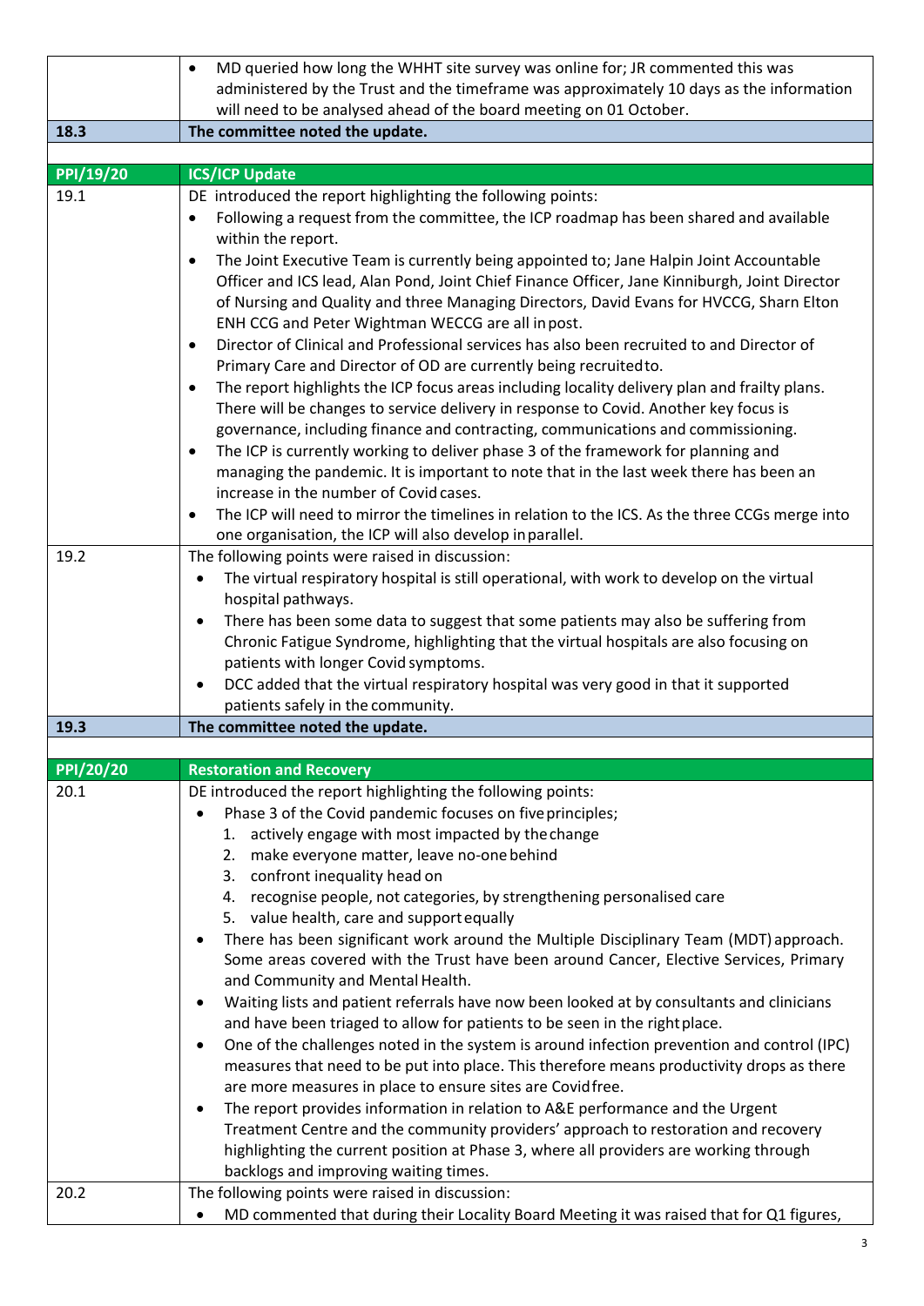| | |
|---|---|
| | • MD queried how long the WHHT site survey was online for; JR commented this was administered by the Trust and the timeframe was approximately 10 days as the information will need to be analysed ahead of the board meeting on 01 October. |
| **18.3** | **The committee noted the update.** |
| | |
| **PPI/19/20** | **ICS/ICP Update** |
| 19.1 | DE introduced the report highlighting the following points:<br>• Following a request from the committee, the ICP roadmap has been shared and available within the report.<br>• The Joint Executive Team is currently being appointed to; Jane Halpin Joint Accountable Officer and ICS lead, Alan Pond, Joint Chief Finance Officer, Jane Kinniburgh, Joint Director of Nursing and Quality and three Managing Directors, David Evans for HVCCG, Sharn Elton ENH CCG and Peter Wightman WECCG are all in post.<br>• Director of Clinical and Professional services has also been recruited to and Director of Primary Care and Director of OD are currently being recruited to.<br>• The report highlights the ICP focus areas including locality delivery plan and frailty plans. There will be changes to service delivery in response to Covid. Another key focus is governance, including finance and contracting, communications and commissioning.<br>• The ICP is currently working to deliver phase 3 of the framework for planning and managing the pandemic. It is important to note that in the last week there has been an increase in the number of Covid cases.<br>• The ICP will need to mirror the timelines in relation to the ICS. As the three CCGs merge into one organisation, the ICP will also develop in parallel. |
| 19.2 | The following points were raised in discussion:<br>• The virtual respiratory hospital is still operational, with work to develop on the virtual hospital pathways.<br>• There has been some data to suggest that some patients may also be suffering from Chronic Fatigue Syndrome, highlighting that the virtual hospitals are also focusing on patients with longer Covid symptoms.<br>• DCC added that the virtual respiratory hospital was very good in that it supported patients safely in the community. |
| **19.3** | **The committee noted the update.** |
| | |
| **PPI/20/20** | **Restoration and Recovery** |
| 20.1 | DE introduced the report highlighting the following points:<br>• Phase 3 of the Covid pandemic focuses on five principles;<br>1. actively engage with most impacted by the change<br>2. make everyone matter, leave no-one behind<br>3. confront inequality head on<br>4. recognise people, not categories, by strengthening personalised care<br>5. value health, care and support equally<br>• There has been significant work around the Multiple Disciplinary Team (MDT) approach. Some areas covered with the Trust have been around Cancer, Elective Services, Primary and Community and Mental Health.<br>• Waiting lists and patient referrals have now been looked at by consultants and clinicians and have been triaged to allow for patients to be seen in the right place.<br>• One of the challenges noted in the system is around infection prevention and control (IPC) measures that need to be put into place. This therefore means productivity drops as there are more measures in place to ensure sites are Covid free.<br>• The report provides information in relation to A&E performance and the Urgent Treatment Centre and the community providers' approach to restoration and recovery highlighting the current position at Phase 3, where all providers are working through backlogs and improving waiting times. |
| 20.2 | The following points were raised in discussion:<br>• MD commented that during their Locality Board Meeting it was raised that for Q1 figures, |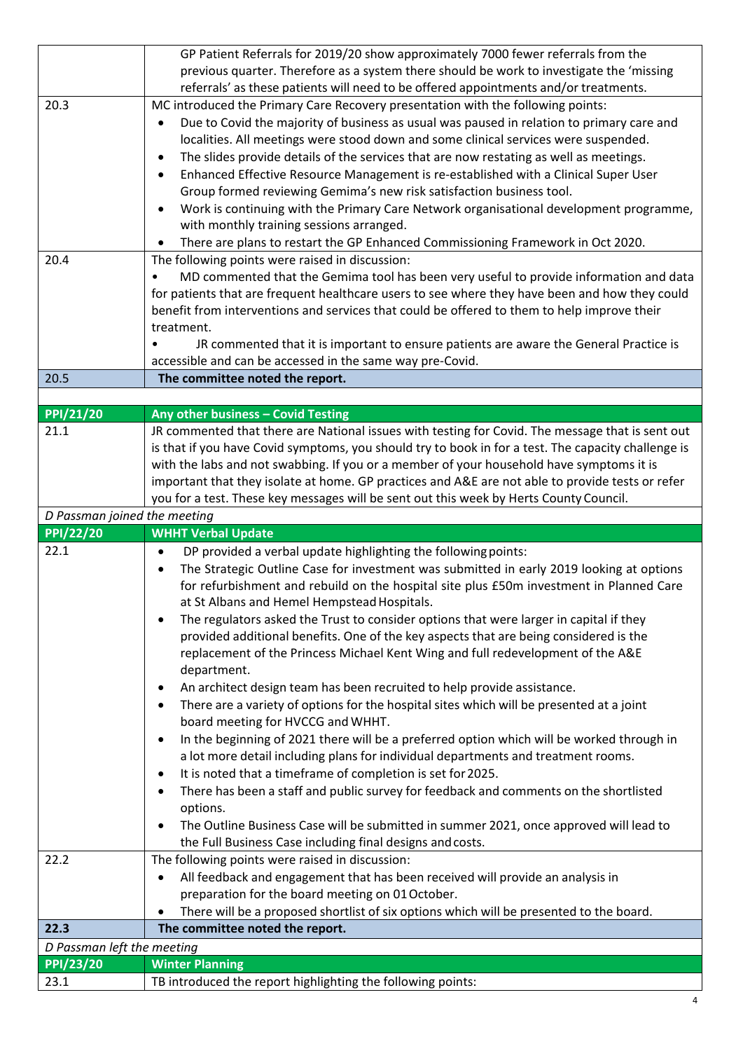| | |
|---|---|
| | GP Patient Referrals for 2019/20 show approximately 7000 fewer referrals from the previous quarter. Therefore as a system there should be work to investigate the 'missing referrals' as these patients will need to be offered appointments and/or treatments. |
| 20.3 | MC introduced the Primary Care Recovery presentation with the following points:<br>• Due to Covid the majority of business as usual was paused in relation to primary care and localities. All meetings were stood down and some clinical services were suspended.<br>• The slides provide details of the services that are now restating as well as meetings.<br>• Enhanced Effective Resource Management is re-established with a Clinical Super User Group formed reviewing Gemima's new risk satisfaction business tool.<br>• Work is continuing with the Primary Care Network organisational development programme, with monthly training sessions arranged.<br>• There are plans to restart the GP Enhanced Commissioning Framework in Oct 2020. |
| 20.4 | The following points were raised in discussion:<br>• MD commented that the Gemima tool has been very useful to provide information and data for patients that are frequent healthcare users to see where they have been and how they could benefit from interventions and services that could be offered to them to help improve their treatment.<br>• JR commented that it is important to ensure patients are aware the General Practice is accessible and can be accessed in the same way pre-Covid. |
| 20.5 | **The committee noted the report.** |
| | |
| **PPI/21/20** | **Any other business – Covid Testing** |
| 21.1 | JR commented that there are National issues with testing for Covid. The message that is sent out is that if you have Covid symptoms, you should try to book in for a test. The capacity challenge is with the labs and not swabbing. If you or a member of your household have symptoms it is important that they isolate at home. GP practices and A&E are not able to provide tests or refer you for a test. These key messages will be sent out this week by Herts County Council. |
| *D Passman joined the meeting* | |
| **PPI/22/20** | **WHHT Verbal Update** |
| 22.1 | • DP provided a verbal update highlighting the following points:<br>• The Strategic Outline Case for investment was submitted in early 2019 looking at options for refurbishment and rebuild on the hospital site plus £50m investment in Planned Care at St Albans and Hemel Hempstead Hospitals.<br>• The regulators asked the Trust to consider options that were larger in capital if they provided additional benefits. One of the key aspects that are being considered is the replacement of the Princess Michael Kent Wing and full redevelopment of the A&E department.<br>• An architect design team has been recruited to help provide assistance.<br>• There are a variety of options for the hospital sites which will be presented at a joint board meeting for HVCCG and WHHT.<br>• In the beginning of 2021 there will be a preferred option which will be worked through in a lot more detail including plans for individual departments and treatment rooms.<br>• It is noted that a timeframe of completion is set for 2025.<br>• There has been a staff and public survey for feedback and comments on the shortlisted options.<br>• The Outline Business Case will be submitted in summer 2021, once approved will lead to the Full Business Case including final designs and costs. |
| 22.2 | The following points were raised in discussion:<br>• All feedback and engagement that has been received will provide an analysis in preparation for the board meeting on 01 October.<br>• There will be a proposed shortlist of six options which will be presented to the board. |
| **22.3** | **The committee noted the report.** |
| *D Passman left the meeting* | |
| **PPI/23/20** | **Winter Planning** |
| 23.1 | TB introduced the report highlighting the following points: |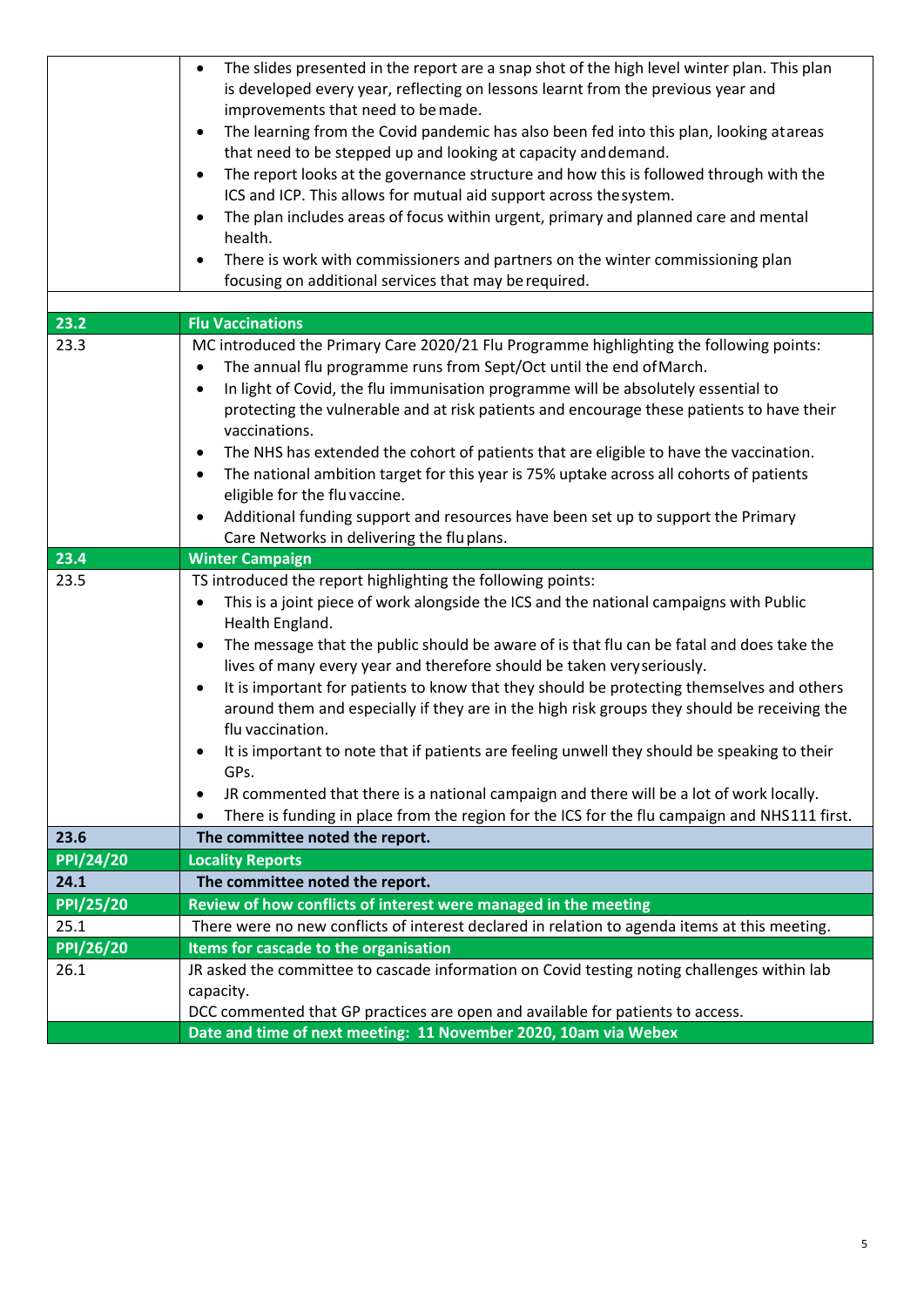| | |
|---|---|
| | • The slides presented in the report are a snap shot of the high level winter plan. This plan is developed every year, reflecting on lessons learnt from the previous year and improvements that need to be made.<br>• The learning from the Covid pandemic has also been fed into this plan, looking at areas that need to be stepped up and looking at capacity and demand.<br>• The report looks at the governance structure and how this is followed through with the ICS and ICP. This allows for mutual aid support across the system.<br>• The plan includes areas of focus within urgent, primary and planned care and mental health.<br>• There is work with commissioners and partners on the winter commissioning plan focusing on additional services that may be required. |
| | |
| **23.2** | **Flu Vaccinations** |
| 23.3 | MC introduced the Primary Care 2020/21 Flu Programme highlighting the following points:<br>• The annual flu programme runs from Sept/Oct until the end of March.<br>• In light of Covid, the flu immunisation programme will be absolutely essential to protecting the vulnerable and at risk patients and encourage these patients to have their vaccinations.<br>• The NHS has extended the cohort of patients that are eligible to have the vaccination.<br>• The national ambition target for this year is 75% uptake across all cohorts of patients eligible for the flu vaccine.<br>• Additional funding support and resources have been set up to support the Primary Care Networks in delivering the flu plans. |
| **23.4** | **Winter Campaign** |
| 23.5 | TS introduced the report highlighting the following points:<br>• This is a joint piece of work alongside the ICS and the national campaigns with Public Health England.<br>• The message that the public should be aware of is that flu can be fatal and does take the lives of many every year and therefore should be taken very seriously.<br>• It is important for patients to know that they should be protecting themselves and others around them and especially if they are in the high risk groups they should be receiving the flu vaccination.<br>• It is important to note that if patients are feeling unwell they should be speaking to their GPs.<br>• JR commented that there is a national campaign and there will be a lot of work locally.<br>• There is funding in place from the region for the ICS for the flu campaign and NHS111 first. |
| **23.6** | **The committee noted the report.** |
| **PPI/24/20** | **Locality Reports** |
| **24.1** | **The committee noted the report.** |
| **PPI/25/20** | **Review of how conflicts of interest were managed in the meeting** |
| 25.1 | There were no new conflicts of interest declared in relation to agenda items at this meeting. |
| **PPI/26/20** | **Items for cascade to the organisation** |
| 26.1 | JR asked the committee to cascade information on Covid testing noting challenges within lab capacity.<br>DCC commented that GP practices are open and available for patients to access. |
| | **Date and time of next meeting: 11 November 2020, 10am via Webex** |